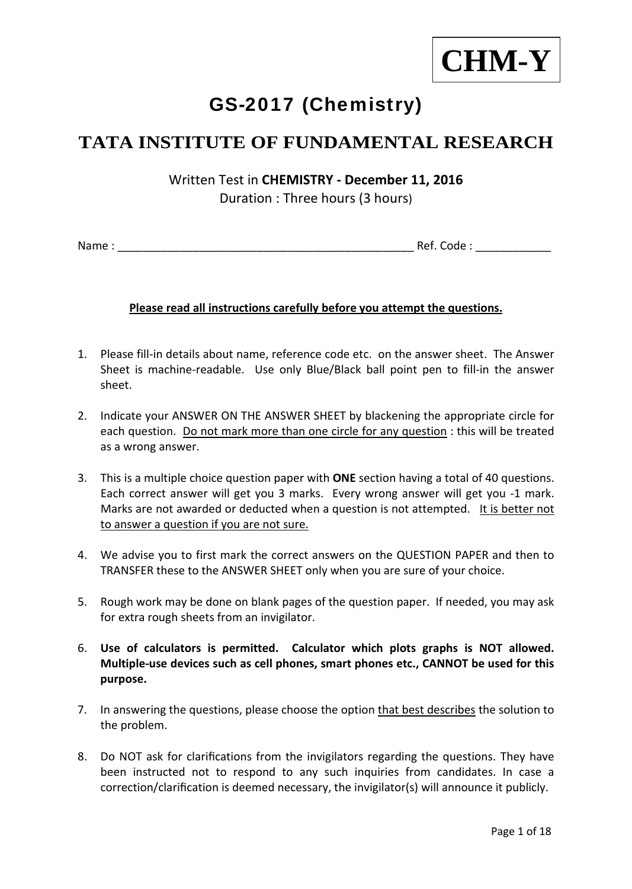**CHM-Y**

# GS-2017 (Chemistry)

## TATA INSTITUTE OF FUNDAMENTAL RESEARCH

Written Test in **CHEMISTRY - December 11, 2016**
Duration : Three hours (3 hours)

Name : ________________________________________________ Ref. Code : ____________

**Please read all instructions carefully before you attempt the questions.**

1. Please fill-in details about name, reference code etc. on the answer sheet. The Answer Sheet is machine-readable. Use only Blue/Black ball point pen to fill-in the answer sheet.

2. Indicate your ANSWER ON THE ANSWER SHEET by blackening the appropriate circle for each question. Do not mark more than one circle for any question : this will be treated as a wrong answer.

3. This is a multiple choice question paper with **ONE** section having a total of 40 questions. Each correct answer will get you 3 marks. Every wrong answer will get you -1 mark. Marks are not awarded or deducted when a question is not attempted. It is better not to answer a question if you are not sure.

4. We advise you to first mark the correct answers on the QUESTION PAPER and then to TRANSFER these to the ANSWER SHEET only when you are sure of your choice.

5. Rough work may be done on blank pages of the question paper. If needed, you may ask for extra rough sheets from an invigilator.

6. **Use of calculators is permitted. Calculator which plots graphs is NOT allowed. Multiple-use devices such as cell phones, smart phones etc., CANNOT be used for this purpose.**

7. In answering the questions, please choose the option that best describes the solution to the problem.

8. Do NOT ask for clarifications from the invigilators regarding the questions. They have been instructed not to respond to any such inquiries from candidates. In case a correction/clarification is deemed necessary, the invigilator(s) will announce it publicly.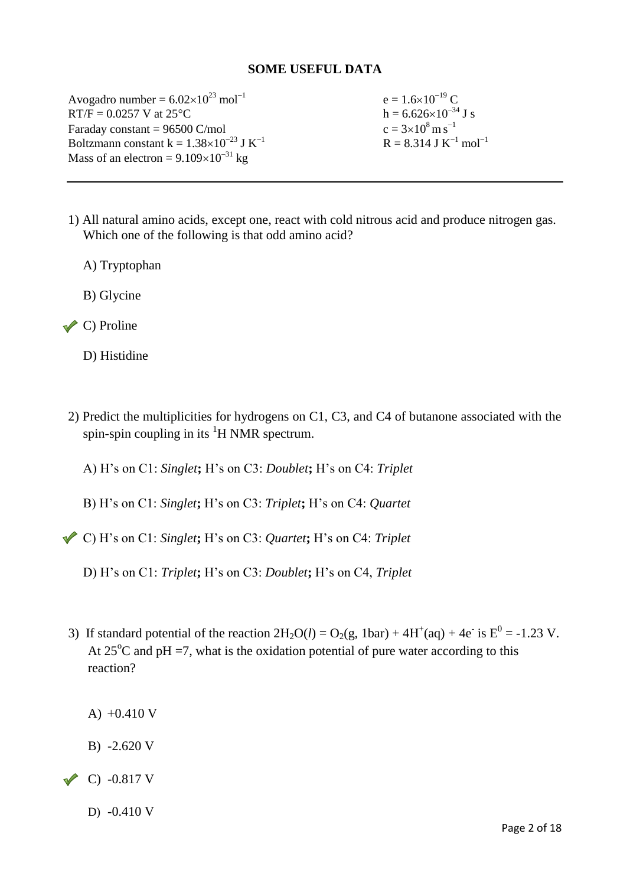## SOME USEFUL DATA

Avogadro number = $6.02\times10^{23}$ $mol^{-1}$
RT/F = 0.0257 V at 25°C
Faraday constant = 96500 C/mol
Boltzmann constant k = $1.38\times10^{-23}$ J $K^{-1}$
Mass of an electron = $9.109\times10^{-31}$ kg

e = $1.6\times10^{-19}$ C
h = $6.626\times10^{-34}$ J s
c = $3\times10^{8}$ m $s^{-1}$
R = 8.314 J $K^{-1}$ $mol^{-1}$

---

1) All natural amino acids, except one, react with cold nitrous acid and produce nitrogen gas. Which one of the following is that odd amino acid?

   A) Tryptophan

   B) Glycine

   ✔ C) Proline

   D) Histidine

2) Predict the multiplicities for hydrogens on C1, C3, and C4 of butanone associated with the spin-spin coupling in its $^{1}H$ NMR spectrum.

   A) H's on C1: *Singlet*; H's on C3: *Doublet*; H's on C4: *Triplet*

   B) H's on C1: *Singlet*; H's on C3: *Triplet*; H's on C4: *Quartet*

   ✔ C) H's on C1: *Singlet*; H's on C3: *Quartet*; H's on C4: *Triplet*

   D) H's on C1: *Triplet*; H's on C3: *Doublet*; H's on C4, *Triplet*

3) If standard potential of the reaction $2H_2O(l) = O_2(g, 1bar) + 4H^{+}(aq) + 4e^{-}$ is $E^0 = -1.23$ V. At 25°C and pH =7, what is the oxidation potential of pure water according to this reaction?

   A) +0.410 V

   B) -2.620 V

   ✔ C) -0.817 V

   D) -0.410 V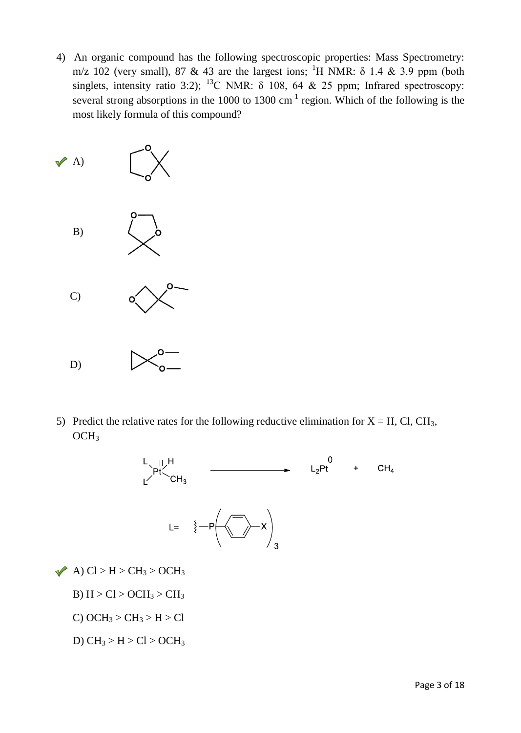4) An organic compound has the following spectroscopic properties: Mass Spectrometry: m/z 102 (very small), 87 & 43 are the largest ions; $^{1}H$ NMR: δ 1.4 & 3.9 ppm (both singlets, intensity ratio 3:2); $^{13}C$ NMR: δ 108, 64 & 25 ppm; Infrared spectroscopy: several strong absorptions in the 1000 to 1300 $cm^{-1}$ region. Which of the following is the most likely formula of this compound?

✔ A)

B)

C)

D)

5) Predict the relative rates for the following reductive elimination for X = H, Cl, $CH_3$, $OCH_3$

$$L_2Pt(H)(CH_3) \longrightarrow L_2Pt^{0} + CH_4$$

$$L = -P(C_6H_4\text{-}X)_3$$

✔ A) Cl > H > $CH_3$ > $OCH_3$

B) H > Cl > $OCH_3$ > $CH_3$

C) $OCH_3$ > $CH_3$ > H > Cl

D) $CH_3$ > H > Cl > $OCH_3$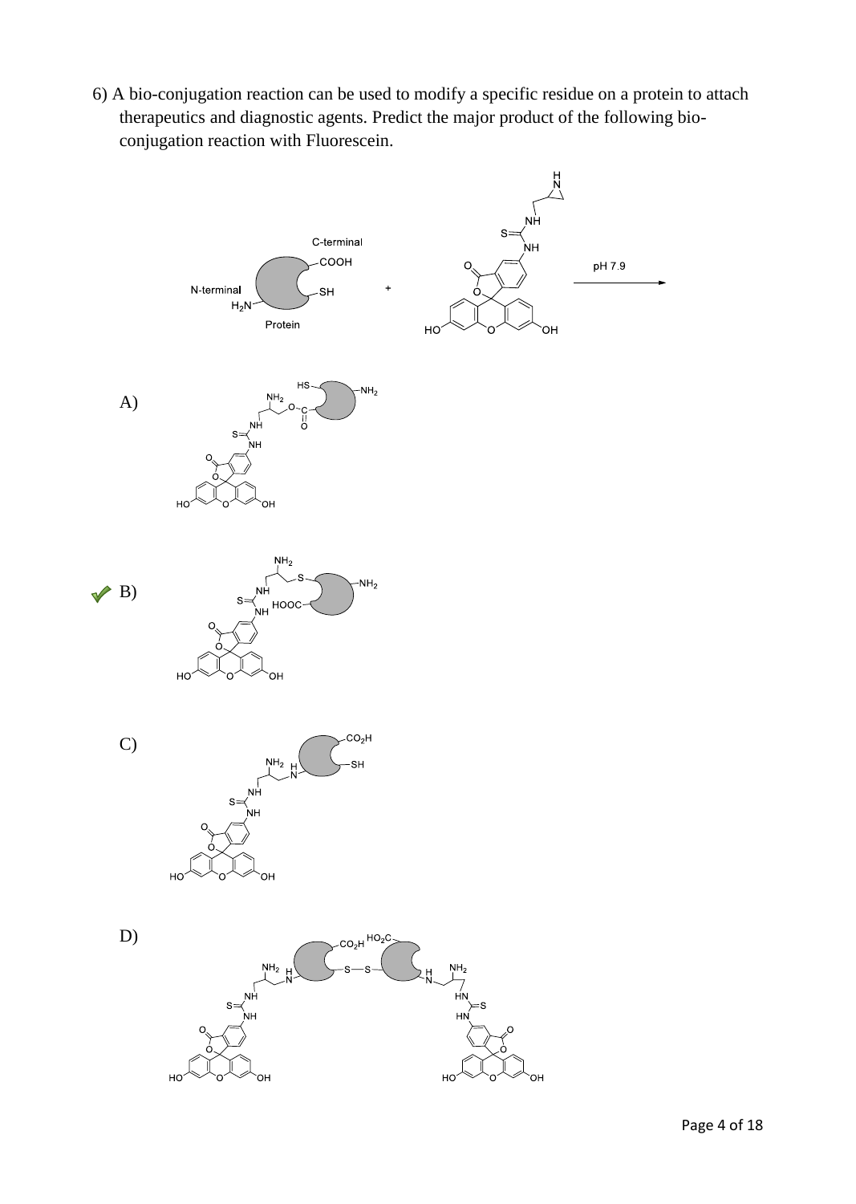6) A bio-conjugation reaction can be used to modify a specific residue on a protein to attach therapeutics and diagnostic agents. Predict the major product of the following bio-conjugation reaction with Fluorescein.

C-terminal

COOH

N-terminal

SH

$H_2N$

Protein

+

pH 7.9

A)

B) ✓

C)

D)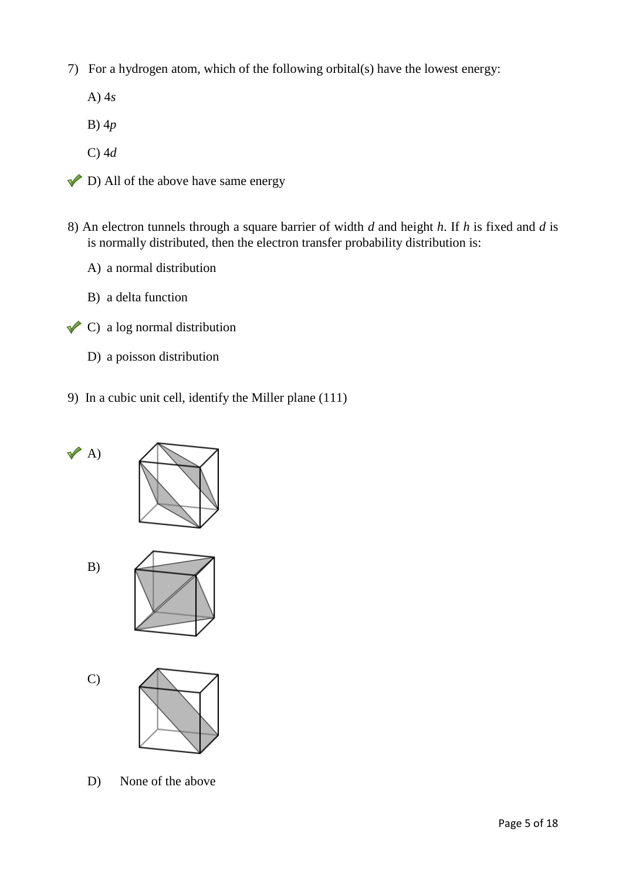7) For a hydrogen atom, which of the following orbital(s) have the lowest energy:

A) 4*s*

B) 4*p*

C) 4*d*

✔ D) All of the above have same energy

8) An electron tunnels through a square barrier of width *d* and height *h*. If *h* is fixed and *d* is is normally distributed, then the electron transfer probability distribution is:

A) a normal distribution

B) a delta function

✔ C) a log normal distribution

D) a poisson distribution

9) In a cubic unit cell, identify the Miller plane (111)

✔ A)

B)

C)

D) None of the above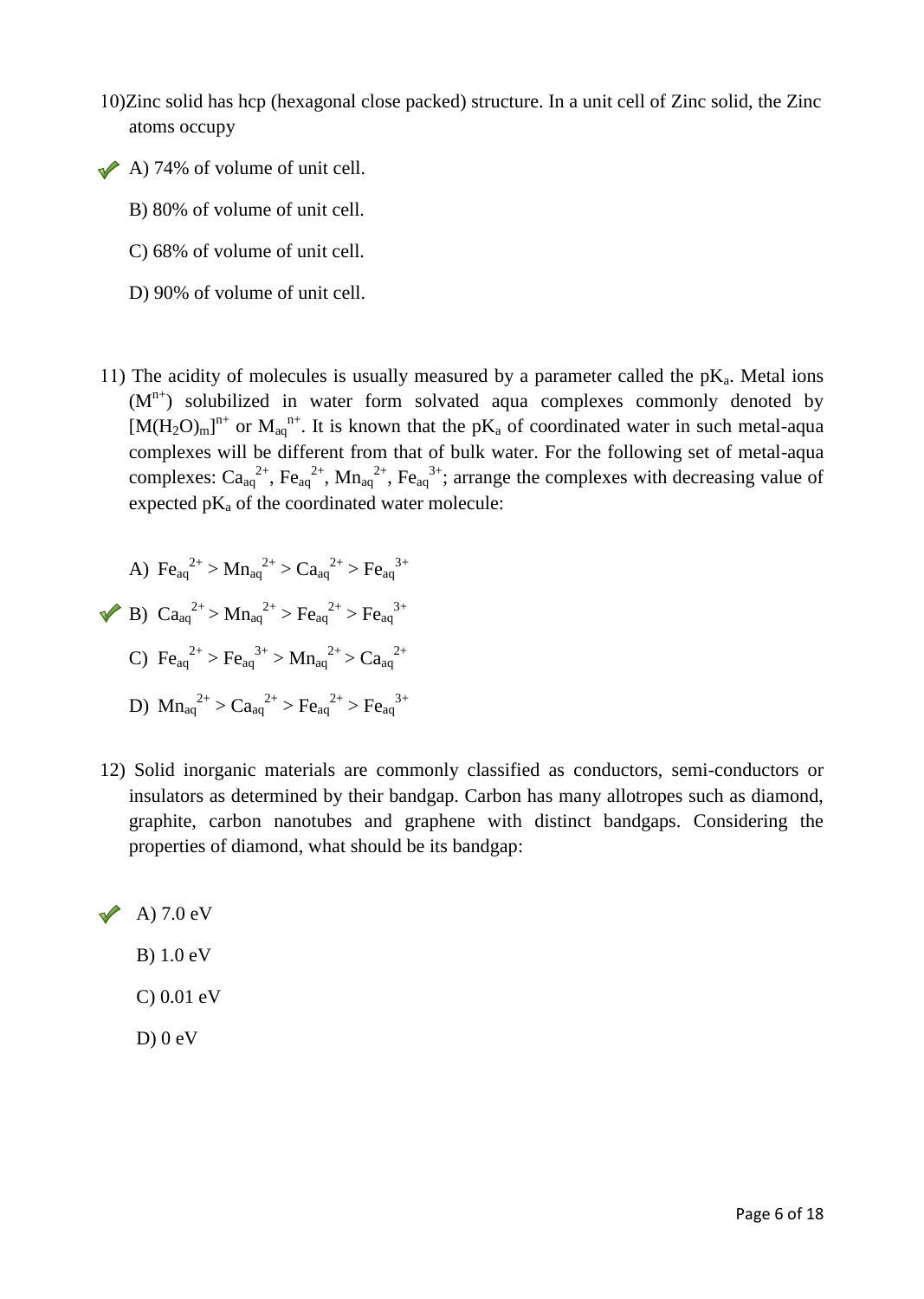10)Zinc solid has hcp (hexagonal close packed) structure. In a unit cell of Zinc solid, the Zinc atoms occupy

✔ A) 74% of volume of unit cell.

B) 80% of volume of unit cell.

C) 68% of volume of unit cell.

D) 90% of volume of unit cell.

11) The acidity of molecules is usually measured by a parameter called the $pK_a$. Metal ions ($M^{n+}$) solubilized in water form solvated aqua complexes commonly denoted by $[M(H_2O)_m]^{n+}$ or $M_{aq}^{n+}$. It is known that the $pK_a$ of coordinated water in such metal-aqua complexes will be different from that of bulk water. For the following set of metal-aqua complexes: $Ca_{aq}^{2+}$, $Fe_{aq}^{2+}$, $Mn_{aq}^{2+}$, $Fe_{aq}^{3+}$; arrange the complexes with decreasing value of expected $pK_a$ of the coordinated water molecule:

A) $Fe_{aq}^{2+} > Mn_{aq}^{2+} > Ca_{aq}^{2+} > Fe_{aq}^{3+}$

✔ B) $Ca_{aq}^{2+} > Mn_{aq}^{2+} > Fe_{aq}^{2+} > Fe_{aq}^{3+}$

C) $Fe_{aq}^{2+} > Fe_{aq}^{3+} > Mn_{aq}^{2+} > Ca_{aq}^{2+}$

D) $Mn_{aq}^{2+} > Ca_{aq}^{2+} > Fe_{aq}^{2+} > Fe_{aq}^{3+}$

12) Solid inorganic materials are commonly classified as conductors, semi-conductors or insulators as determined by their bandgap. Carbon has many allotropes such as diamond, graphite, carbon nanotubes and graphene with distinct bandgaps. Considering the properties of diamond, what should be its bandgap:

✔ A) 7.0 eV

B) 1.0 eV

C) 0.01 eV

D) 0 eV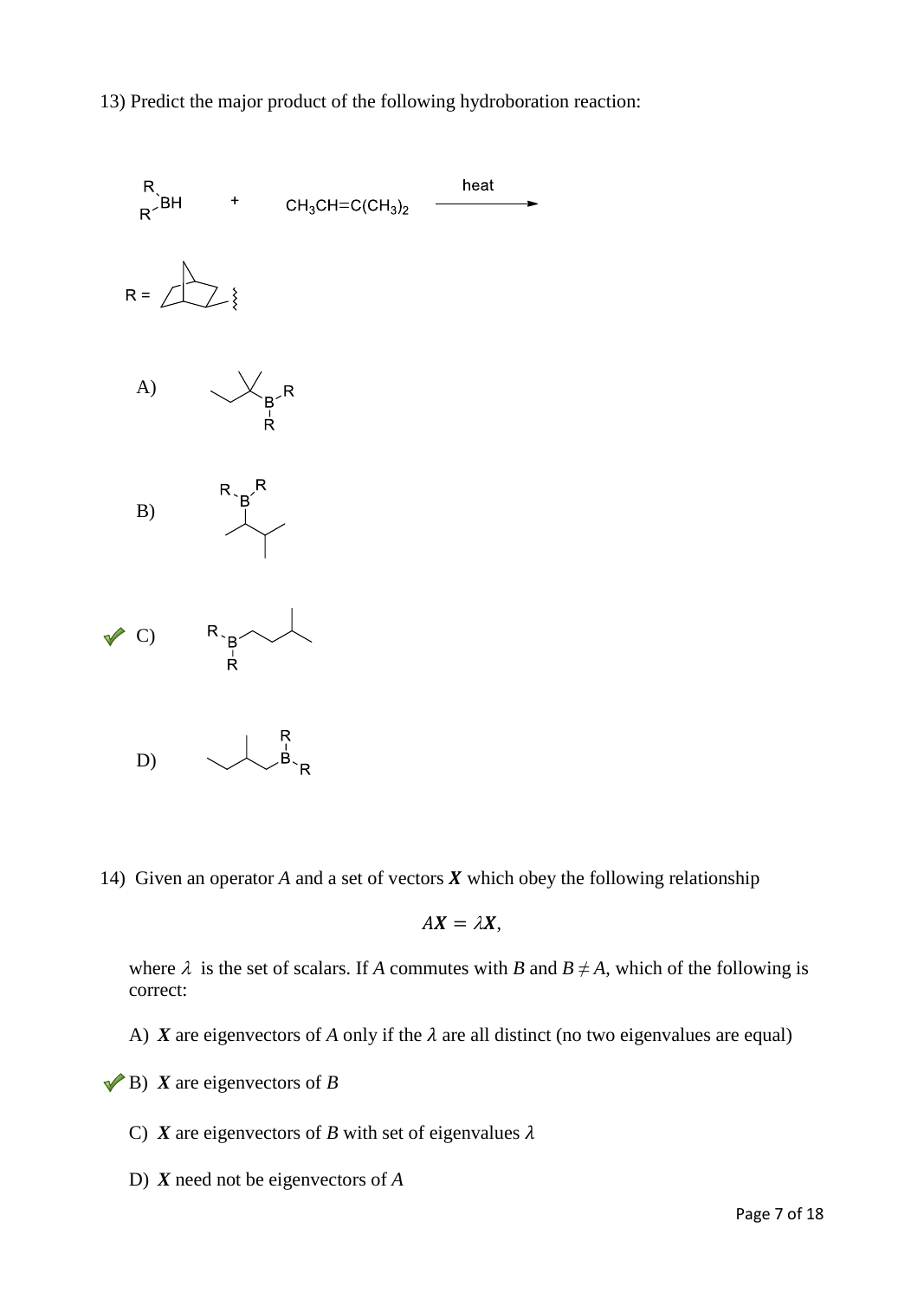13) Predict the major product of the following hydroboration reaction:

$R_2BH$ + $CH_3CH{=}C(CH_3)_2$ $\xrightarrow{\text{heat}}$

R = (norbornyl)

A)

B)

✔ C)

D)

14) Given an operator $A$ and a set of vectors $\boldsymbol{X}$ which obey the following relationship

$$A\boldsymbol{X} = \lambda\boldsymbol{X},$$

where $\lambda$ is the set of scalars. If $A$ commutes with $B$ and $B \neq A$, which of the following is correct:

A) $\boldsymbol{X}$ are eigenvectors of $A$ only if the $\lambda$ are all distinct (no two eigenvalues are equal)

✔ B) $\boldsymbol{X}$ are eigenvectors of $B$

C) $\boldsymbol{X}$ are eigenvectors of $B$ with set of eigenvalues $\lambda$

D) $\boldsymbol{X}$ need not be eigenvectors of $A$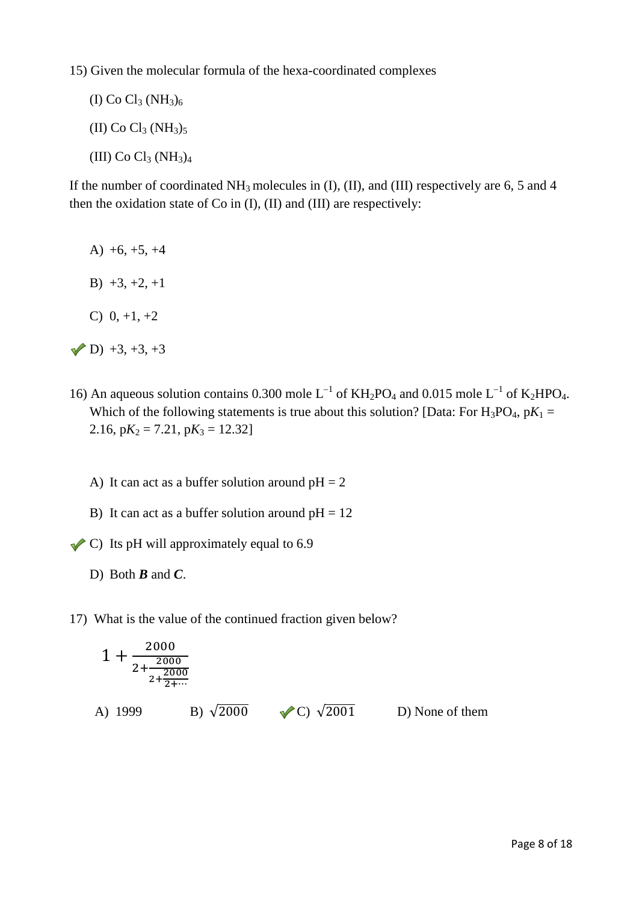15) Given the molecular formula of the hexa-coordinated complexes

(I) Co $Cl_3$ $(NH_3)_6$

(II) Co $Cl_3$ $(NH_3)_5$

(III) Co $Cl_3$ $(NH_3)_4$

If the number of coordinated $NH_3$ molecules in (I), (II), and (III) respectively are 6, 5 and 4 then the oxidation state of Co in (I), (II) and (III) are respectively:

A) +6, +5, +4

B) +3, +2, +1

C) 0, +1, +2

✓ D) +3, +3, +3

16) An aqueous solution contains 0.300 mole $L^{-1}$ of $KH_2PO_4$ and 0.015 mole $L^{-1}$ of $K_2HPO_4$. Which of the following statements is true about this solution? [Data: For $H_3PO_4$, $pK_1$ = 2.16, $pK_2$ = 7.21, $pK_3$ = 12.32]

A) It can act as a buffer solution around pH = 2

B) It can act as a buffer solution around pH = 12

✓ C) Its pH will approximately equal to 6.9

D) Both ***B*** and ***C***.

17) What is the value of the continued fraction given below?

$$1 + \frac{2000}{2 + \frac{2000}{2 + \frac{2000}{2 + \cdots}}}$$

A) 1999 B) $\sqrt{2000}$ ✓ C) $\sqrt{2001}$ D) None of them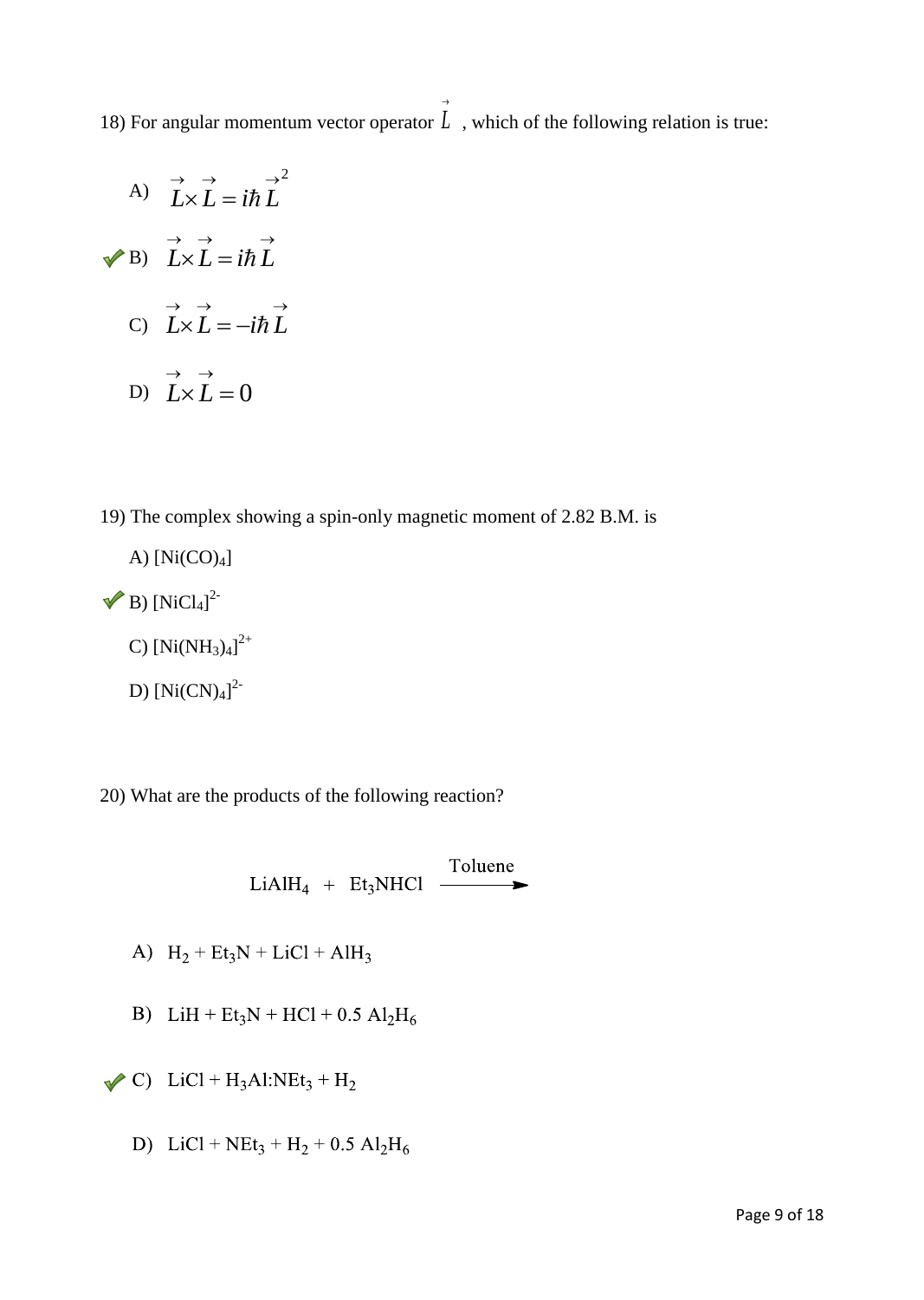18) For angular momentum vector operator $\vec{L}$ , which of the following relation is true:

A) $\vec{L} \times \vec{L} = i\hbar \vec{L}^2$

✔ B) $\vec{L} \times \vec{L} = i\hbar \vec{L}$

C) $\vec{L} \times \vec{L} = -i\hbar \vec{L}$

D) $\vec{L} \times \vec{L} = 0$

19) The complex showing a spin-only magnetic moment of 2.82 B.M. is

A) $[Ni(CO)_4]$

✔ B) $[NiCl_4]^{2-}$

C) $[Ni(NH_3)_4]^{2+}$

D) $[Ni(CN)_4]^{2-}$

20) What are the products of the following reaction?

$$LiAlH_4 + Et_3NHCl \xrightarrow{\text{Toluene}}$$

A) $H_2 + Et_3N + LiCl + AlH_3$

B) $LiH + Et_3N + HCl + 0.5\ Al_2H_6$

✔ C) $LiCl + H_3Al{:}NEt_3 + H_2$

D) $LiCl + NEt_3 + H_2 + 0.5\ Al_2H_6$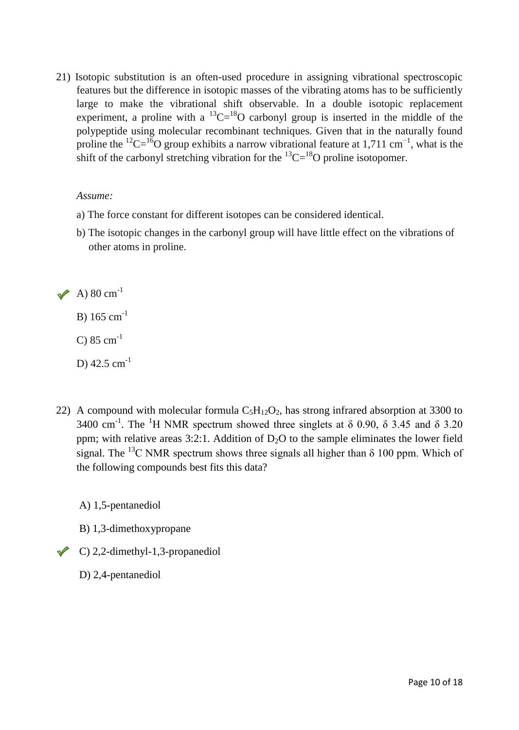21) Isotopic substitution is an often-used procedure in assigning vibrational spectroscopic features but the difference in isotopic masses of the vibrating atoms has to be sufficiently large to make the vibrational shift observable. In a double isotopic replacement experiment, a proline with a $^{13}C{=}^{18}O$ carbonyl group is inserted in the middle of the polypeptide using molecular recombinant techniques. Given that in the naturally found proline the $^{12}C{=}^{16}O$ group exhibits a narrow vibrational feature at 1,711 $cm^{-1}$, what is the shift of the carbonyl stretching vibration for the $^{13}C{=}^{18}O$ proline isotopomer.

*Assume:*

a) The force constant for different isotopes can be considered identical.

b) The isotopic changes in the carbonyl group will have little effect on the vibrations of other atoms in proline.

✔ A) 80 $cm^{-1}$

B) 165 $cm^{-1}$

C) 85 $cm^{-1}$

D) 42.5 $cm^{-1}$

22) A compound with molecular formula $C_5H_{12}O_2$, has strong infrared absorption at 3300 to 3400 $cm^{-1}$. The $^{1}H$ NMR spectrum showed three singlets at δ 0.90, δ 3.45 and δ 3.20 ppm; with relative areas 3:2:1. Addition of $D_2O$ to the sample eliminates the lower field signal. The $^{13}C$ NMR spectrum shows three signals all higher than δ 100 ppm. Which of the following compounds best fits this data?

A) 1,5-pentanediol

B) 1,3-dimethoxypropane

✔ C) 2,2-dimethyl-1,3-propanediol

D) 2,4-pentanediol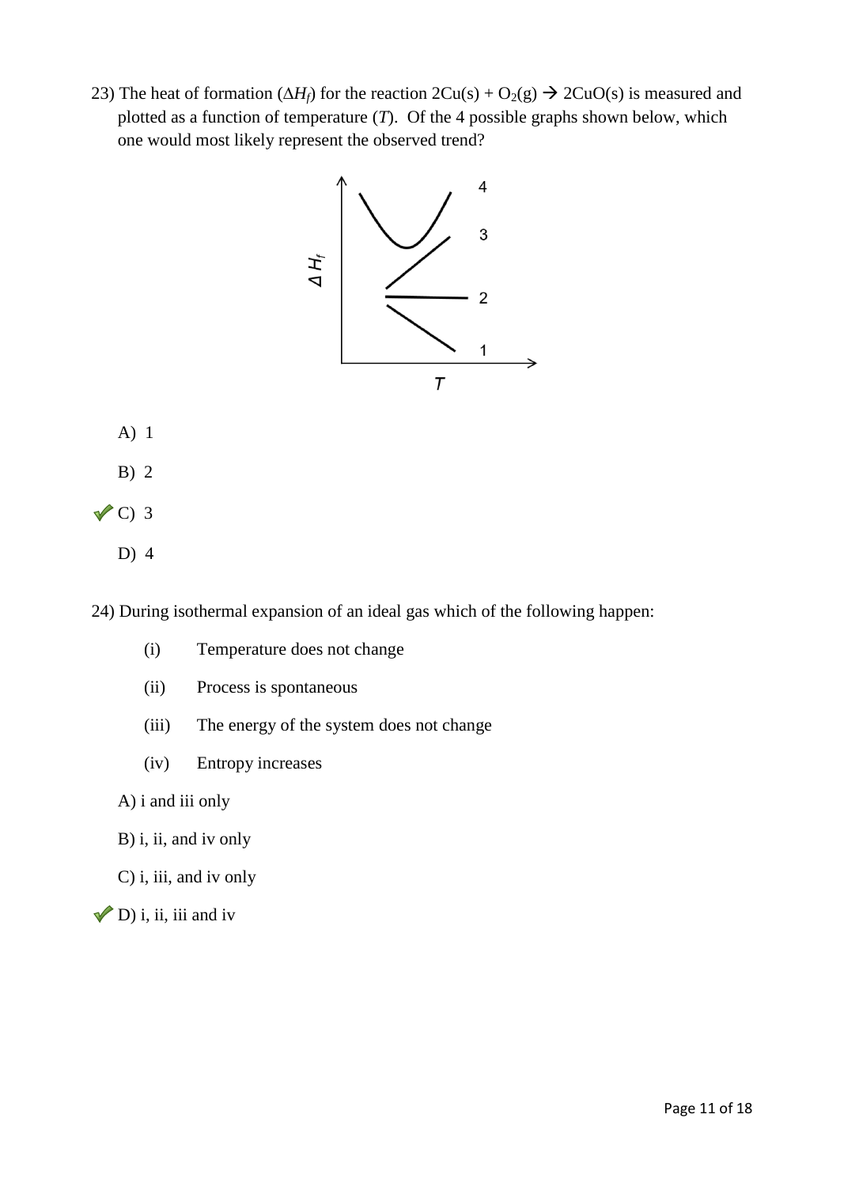23) The heat of formation ($\Delta H_f$) for the reaction $2Cu(s) + O_2(g) \rightarrow 2CuO(s)$ is measured and plotted as a function of temperature ($T$). Of the 4 possible graphs shown below, which one would most likely represent the observed trend?

A) 1

B) 2

✔ C) 3

D) 4

24) During isothermal expansion of an ideal gas which of the following happen:

(i) Temperature does not change

(ii) Process is spontaneous

(iii) The energy of the system does not change

(iv) Entropy increases

A) i and iii only

B) i, ii, and iv only

C) i, iii, and iv only

✔ D) i, ii, iii and iv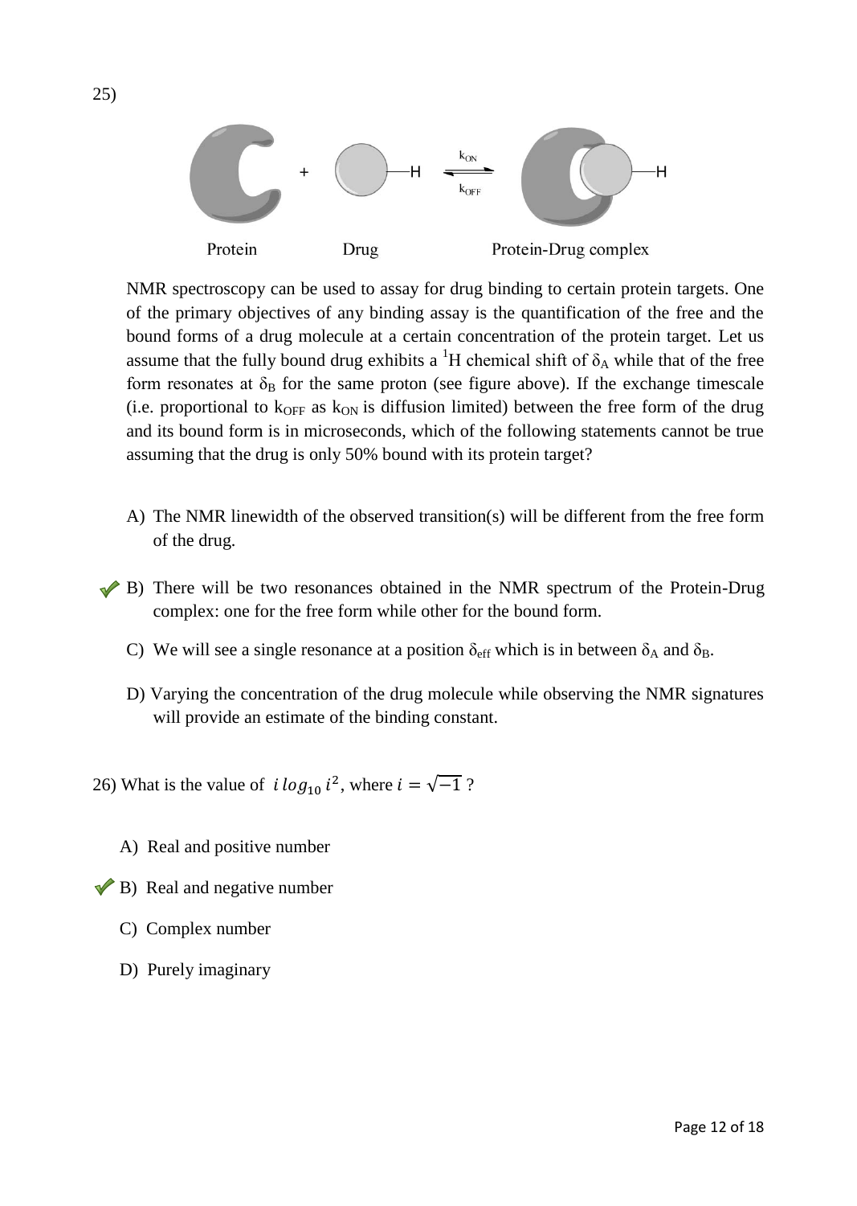25)

Protein Drug Protein-Drug complex

NMR spectroscopy can be used to assay for drug binding to certain protein targets. One of the primary objectives of any binding assay is the quantification of the free and the bound forms of a drug molecule at a certain concentration of the protein target. Let us assume that the fully bound drug exhibits a $^1$H chemical shift of $\delta_A$ while that of the free form resonates at $\delta_B$ for the same proton (see figure above). If the exchange timescale (i.e. proportional to $k_{OFF}$ as $k_{ON}$ is diffusion limited) between the free form of the drug and its bound form is in microseconds, which of the following statements cannot be true assuming that the drug is only 50% bound with its protein target?

A) The NMR linewidth of the observed transition(s) will be different from the free form of the drug.

B) There will be two resonances obtained in the NMR spectrum of the Protein-Drug complex: one for the free form while other for the bound form. ✓

C) We will see a single resonance at a position $\delta_{eff}$ which is in between $\delta_A$ and $\delta_B$.

D) Varying the concentration of the drug molecule while observing the NMR signatures will provide an estimate of the binding constant.

26) What is the value of $i\, log_{10}\, i^2$, where $i = \sqrt{-1}$ ?

A) Real and positive number

B) Real and negative number ✓

C) Complex number

D) Purely imaginary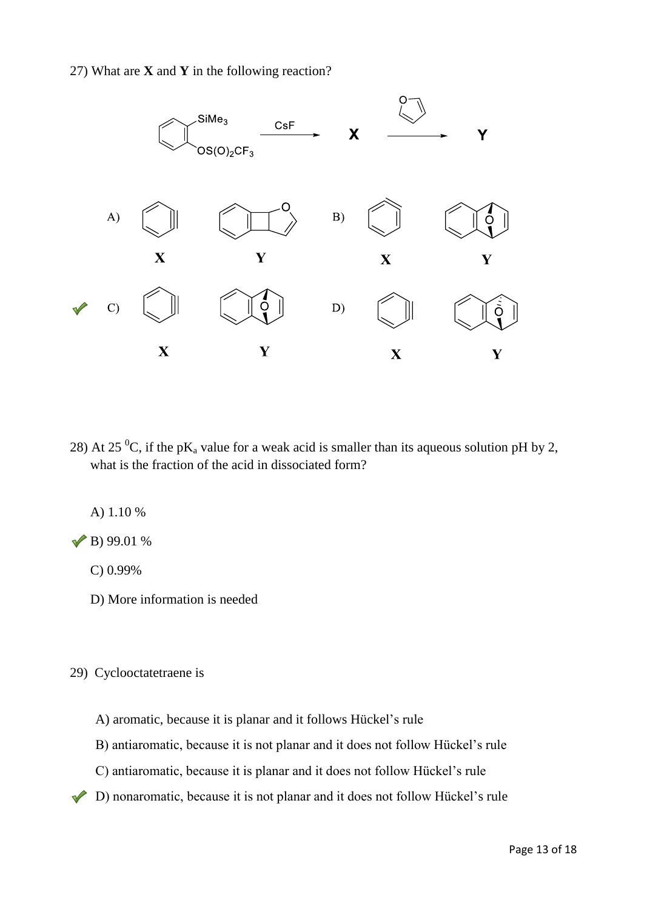27) What are **X** and **Y** in the following reaction?

$C_6H_4(SiMe_3)(OS(O)_2CF_3)$ $\xrightarrow{\text{CsF}}$ **X** $\xrightarrow{\text{furan}}$ **Y**

A) **X** **Y**

B) **X** **Y**

✓ C) **X** **Y**

D) **X** **Y**

28) At 25 $^0$C, if the p$K_a$ value for a weak acid is smaller than its aqueous solution pH by 2, what is the fraction of the acid in dissociated form?

A) 1.10 %

✓ B) 99.01 %

C) 0.99%

D) More information is needed

29) Cyclooctatetraene is

A) aromatic, because it is planar and it follows Hückel's rule

B) antiaromatic, because it is not planar and it does not follow Hückel's rule

C) antiaromatic, because it is planar and it does not follow Hückel's rule

✓ D) nonaromatic, because it is not planar and it does not follow Hückel's rule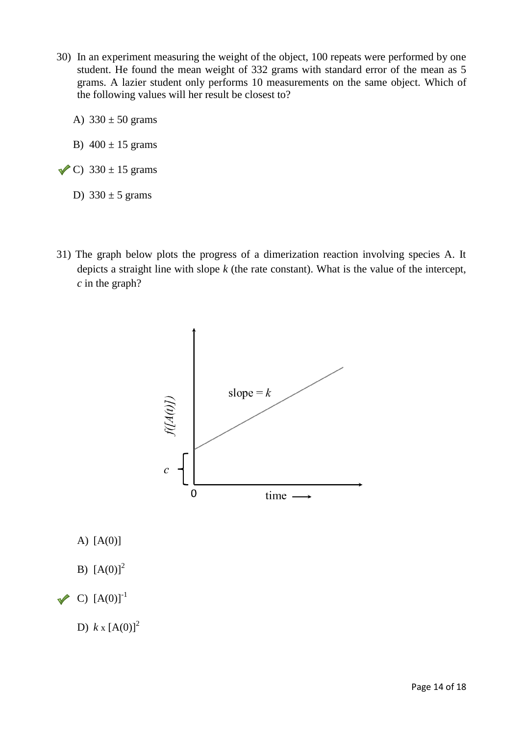30) In an experiment measuring the weight of the object, 100 repeats were performed by one student. He found the mean weight of 332 grams with standard error of the mean as 5 grams. A lazier student only performs 10 measurements on the same object. Which of the following values will her result be closest to?

A) 330 ± 50 grams

B) 400 ± 15 grams

✔ C) 330 ± 15 grams

D) 330 ± 5 grams

31) The graph below plots the progress of a dimerization reaction involving species A. It depicts a straight line with slope $k$ (the rate constant). What is the value of the intercept, $c$ in the graph?

A) [A(0)]

B) $[A(0)]^2$

✔ C) $[A(0)]^{-1}$

D) $k \times [A(0)]^2$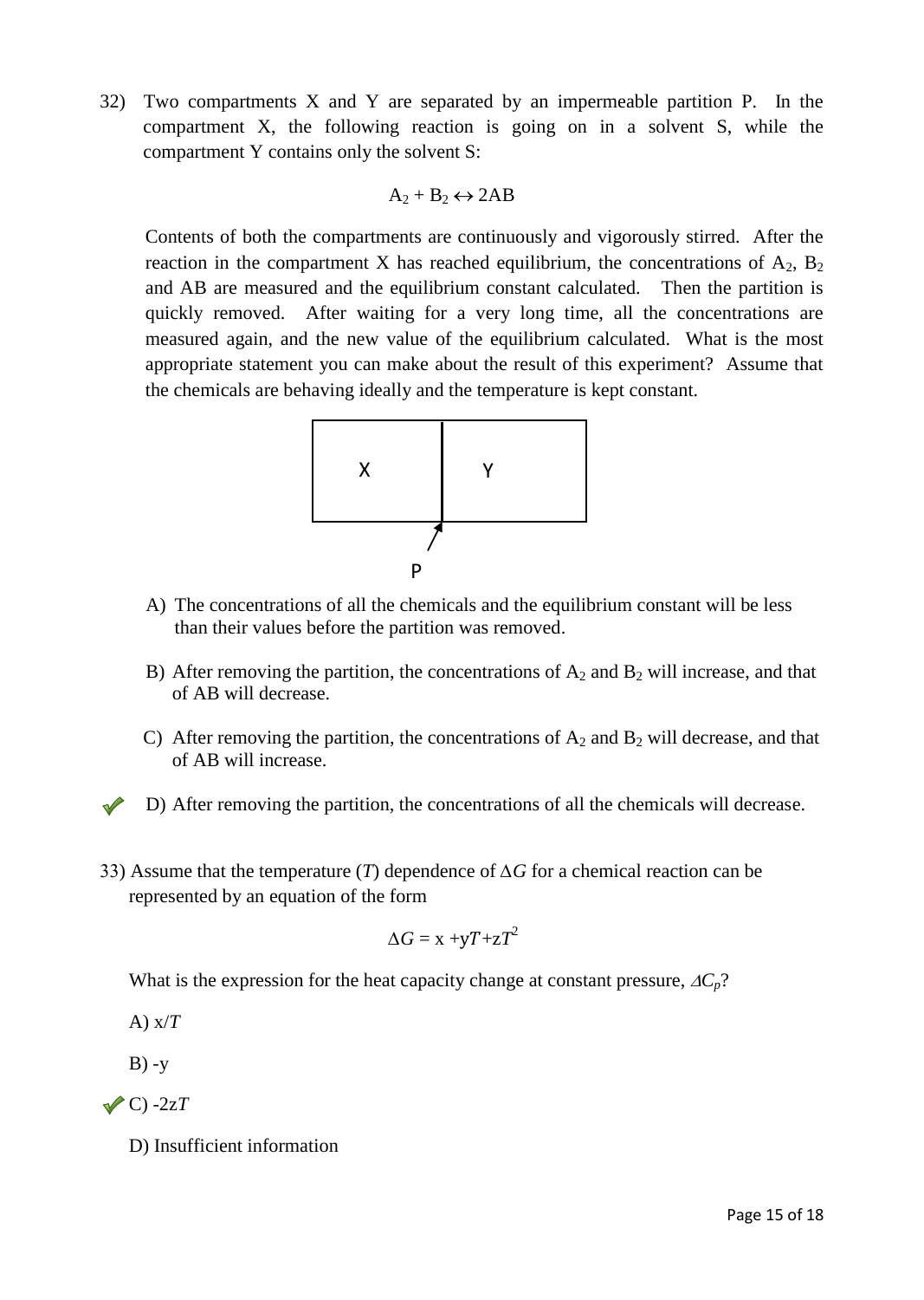32) Two compartments X and Y are separated by an impermeable partition P. In the compartment X, the following reaction is going on in a solvent S, while the compartment Y contains only the solvent S:

$$A_2 + B_2 \leftrightarrow 2AB$$

Contents of both the compartments are continuously and vigorously stirred. After the reaction in the compartment X has reached equilibrium, the concentrations of $A_2$, $B_2$ and AB are measured and the equilibrium constant calculated. Then the partition is quickly removed. After waiting for a very long time, all the concentrations are measured again, and the new value of the equilibrium calculated. What is the most appropriate statement you can make about the result of this experiment? Assume that the chemicals are behaving ideally and the temperature is kept constant.

X | Y

P

A) The concentrations of all the chemicals and the equilibrium constant will be less than their values before the partition was removed.

B) After removing the partition, the concentrations of $A_2$ and $B_2$ will increase, and that of AB will decrease.

C) After removing the partition, the concentrations of $A_2$ and $B_2$ will decrease, and that of AB will increase.

✔ D) After removing the partition, the concentrations of all the chemicals will decrease.

33) Assume that the temperature ($T$) dependence of $\Delta G$ for a chemical reaction can be represented by an equation of the form

$$\Delta G = x + yT + zT^2$$

What is the expression for the heat capacity change at constant pressure, $\Delta C_p$?

A) $x/T$

B) $-y$

✔ C) $-2zT$

D) Insufficient information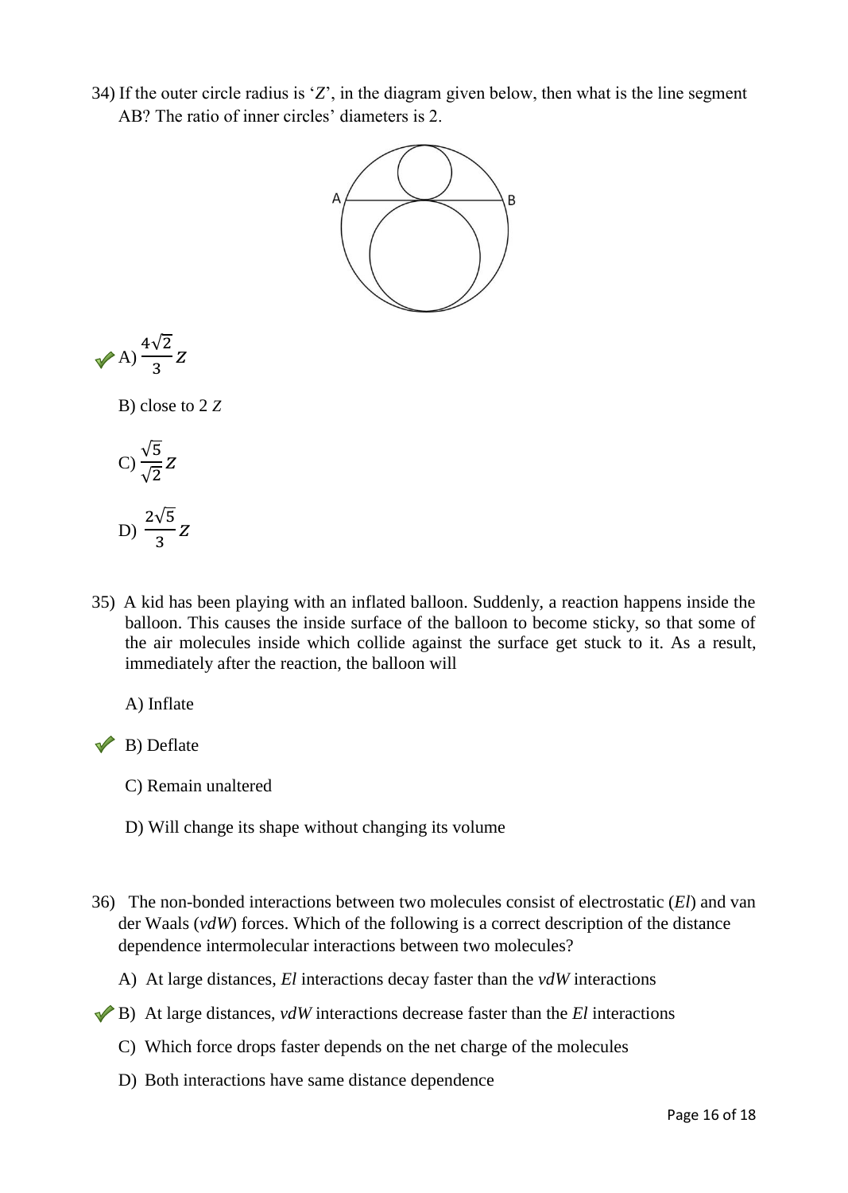34) If the outer circle radius is '$Z$', in the diagram given below, then what is the line segment AB? The ratio of inner circles' diameters is 2.

✔ A) $\frac{4\sqrt{2}}{3}Z$

B) close to 2 $Z$

C) $\frac{\sqrt{5}}{\sqrt{2}}Z$

D) $\frac{2\sqrt{5}}{3}Z$

35) A kid has been playing with an inflated balloon. Suddenly, a reaction happens inside the balloon. This causes the inside surface of the balloon to become sticky, so that some of the air molecules inside which collide against the surface get stuck to it. As a result, immediately after the reaction, the balloon will

A) Inflate

✔ B) Deflate

C) Remain unaltered

D) Will change its shape without changing its volume

36) The non-bonded interactions between two molecules consist of electrostatic (*El*) and van der Waals (*vdW*) forces. Which of the following is a correct description of the distance dependence intermolecular interactions between two molecules?

A) At large distances, *El* interactions decay faster than the *vdW* interactions

✔ B) At large distances, *vdW* interactions decrease faster than the *El* interactions

C) Which force drops faster depends on the net charge of the molecules

D) Both interactions have same distance dependence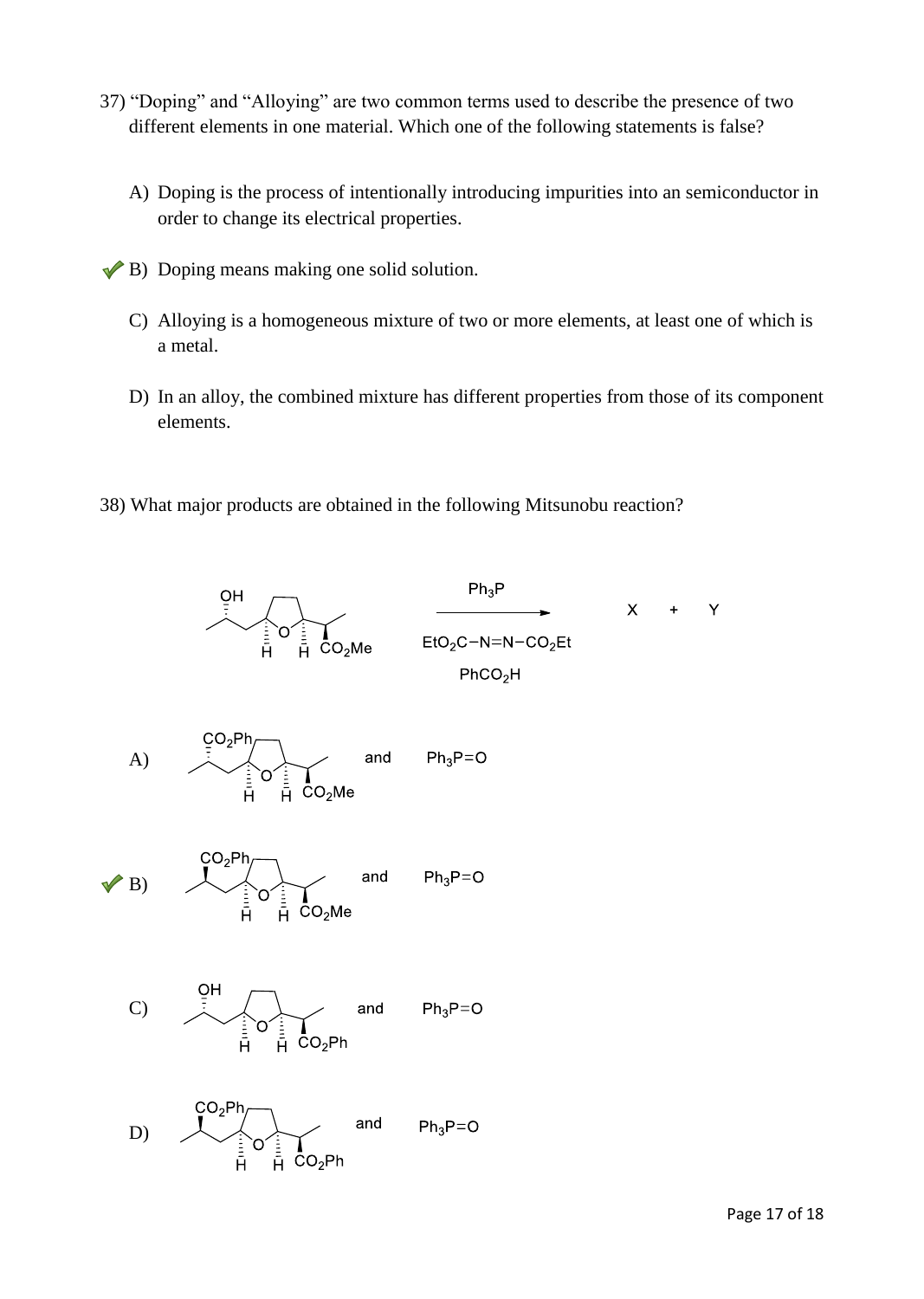37) "Doping" and "Alloying" are two common terms used to describe the presence of two different elements in one material. Which one of the following statements is false?

A) Doping is the process of intentionally introducing impurities into an semiconductor in order to change its electrical properties.

✔ B) Doping means making one solid solution.

C) Alloying is a homogeneous mixture of two or more elements, at least one of which is a metal.

D) In an alloy, the combined mixture has different properties from those of its component elements.

38) What major products are obtained in the following Mitsunobu reaction?

Reagents: $Ph_3P$, $EtO_2C{-}N{=}N{-}CO_2Et$, $PhCO_2H$ → X + Y

A) [structure: $CO_2Ph$ (hashed), H, H, $CO_2Me$] and $Ph_3P{=}O$

✔ B) [structure: $CO_2Ph$ (wedged), H, H, $CO_2Me$] and $Ph_3P{=}O$

C) [structure: OH (hashed), H, H, $CO_2Ph$] and $Ph_3P{=}O$

D) [structure: $CO_2Ph$ (wedged), H, H, $CO_2Ph$] and $Ph_3P{=}O$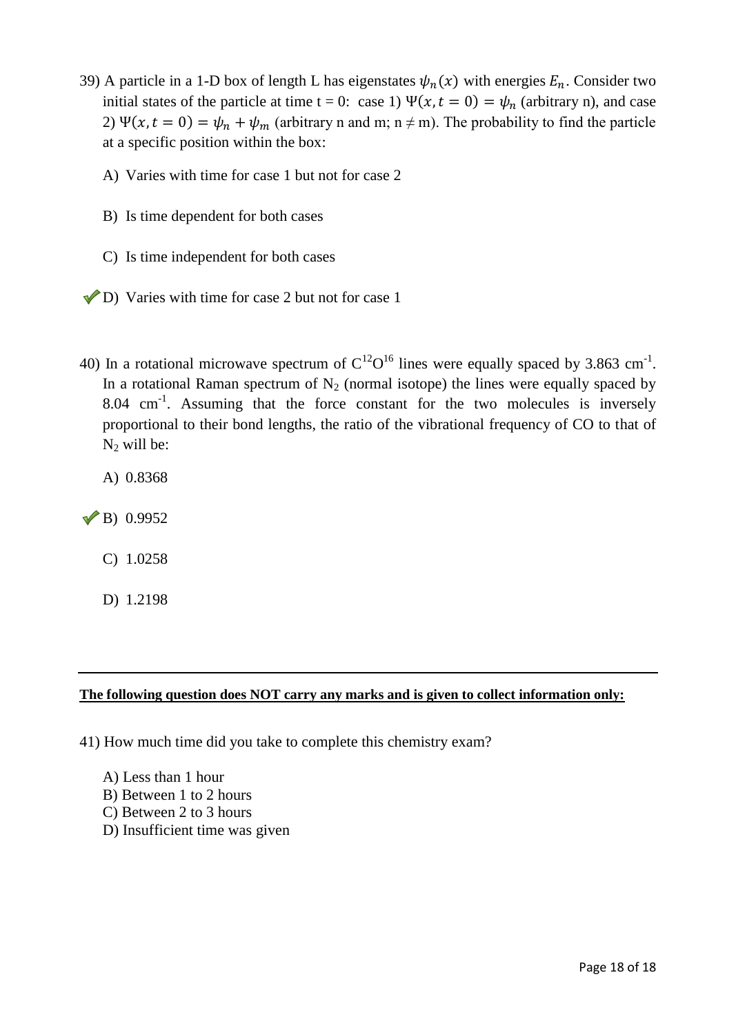39) A particle in a 1-D box of length L has eigenstates $\psi_n(x)$ with energies $E_n$. Consider two initial states of the particle at time t = 0: case 1) $\Psi(x, t = 0) = \psi_n$ (arbitrary n), and case 2) $\Psi(x, t = 0) = \psi_n + \psi_m$ (arbitrary n and m; n ≠ m). The probability to find the particle at a specific position within the box:

A) Varies with time for case 1 but not for case 2

B) Is time dependent for both cases

C) Is time independent for both cases

✔ D) Varies with time for case 2 but not for case 1

40) In a rotational microwave spectrum of $C^{12}O^{16}$ lines were equally spaced by 3.863 $cm^{-1}$. In a rotational Raman spectrum of $N_2$ (normal isotope) the lines were equally spaced by 8.04 $cm^{-1}$. Assuming that the force constant for the two molecules is inversely proportional to their bond lengths, the ratio of the vibrational frequency of CO to that of $N_2$ will be:

A) 0.8368

✔ B) 0.9952

C) 1.0258

D) 1.2198

---

**The following question does NOT carry any marks and is given to collect information only:**

41) How much time did you take to complete this chemistry exam?

A) Less than 1 hour
B) Between 1 to 2 hours
C) Between 2 to 3 hours
D) Insufficient time was given